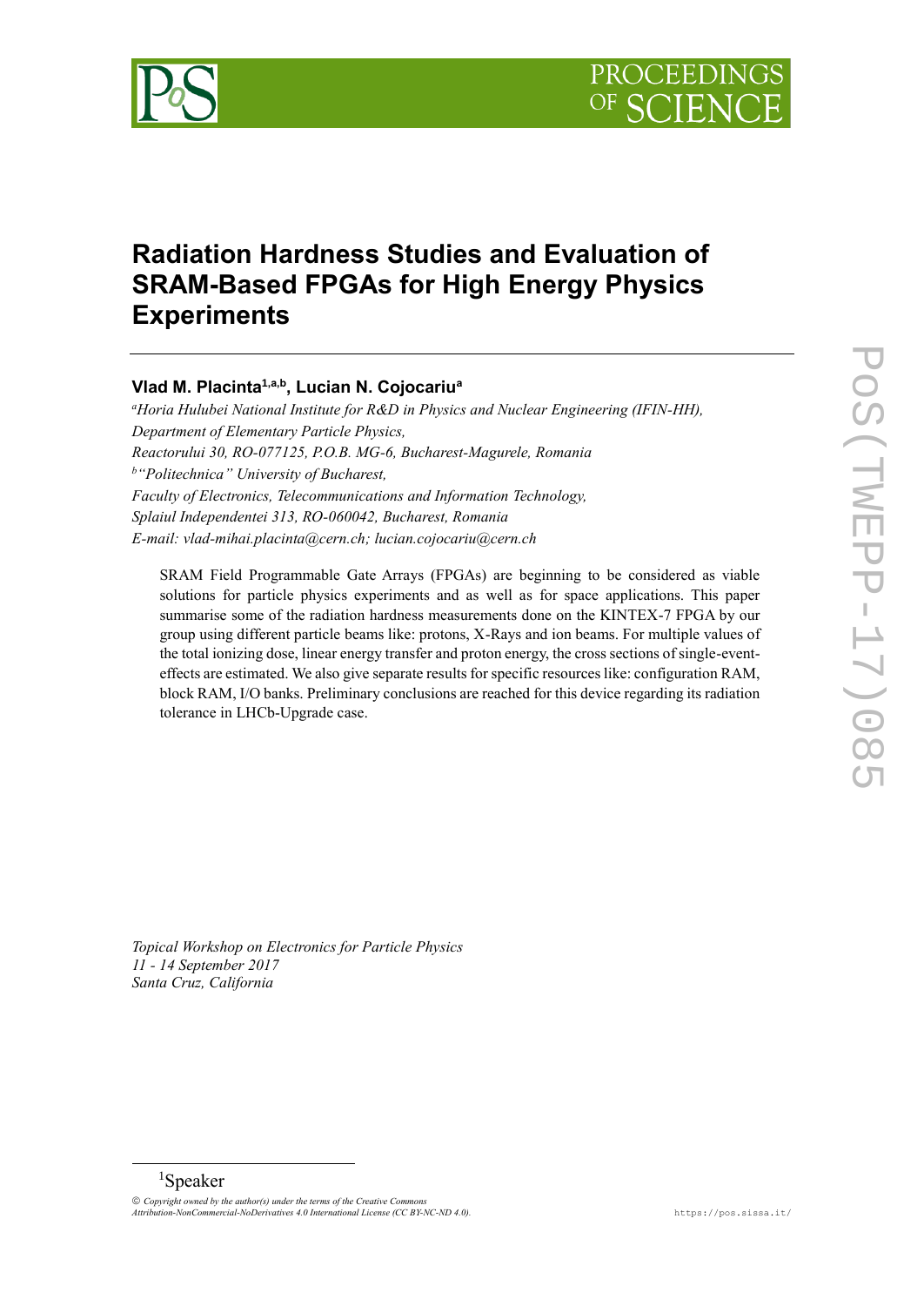# Radiation Hardness Studies and Evaluation of SRAM-Based FPGAs for High Energy Physics Experiments

**Vlad M. Placinta[1,a,b], Lucian N. Cojocariu[a]**

[a]*Horia Hulubei National Institute for R&D in Physics and Nuclear Engineering (IFIN-HH), Department of Elementary Particle Physics, Reactorului 30, RO-077125, P.O.B. MG-6, Bucharest-Magurele, Romania*
[b]*"Politechnica" University of Bucharest, Faculty of Electronics, Telecommunications and Information Technology, Splaiul Independentei 313, RO-060042, Bucharest, Romania*
*E-mail: vlad-mihai.placinta@cern.ch; lucian.cojocariu@cern.ch*

SRAM Field Programmable Gate Arrays (FPGAs) are beginning to be considered as viable solutions for particle physics experiments and as well as for space applications. This paper summarise some of the radiation hardness measurements done on the KINTEX-7 FPGA by our group using different particle beams like: protons, X-Rays and ion beams. For multiple values of the total ionizing dose, linear energy transfer and proton energy, the cross sections of single-event-effects are estimated. We also give separate results for specific resources like: configuration RAM, block RAM, I/O banks. Preliminary conclusions are reached for this device regarding its radiation tolerance in LHCb-Upgrade case.

*Topical Workshop on Electronics for Particle Physics*
*11 - 14 September 2017*
*Santa Cruz, California*

[1]Speaker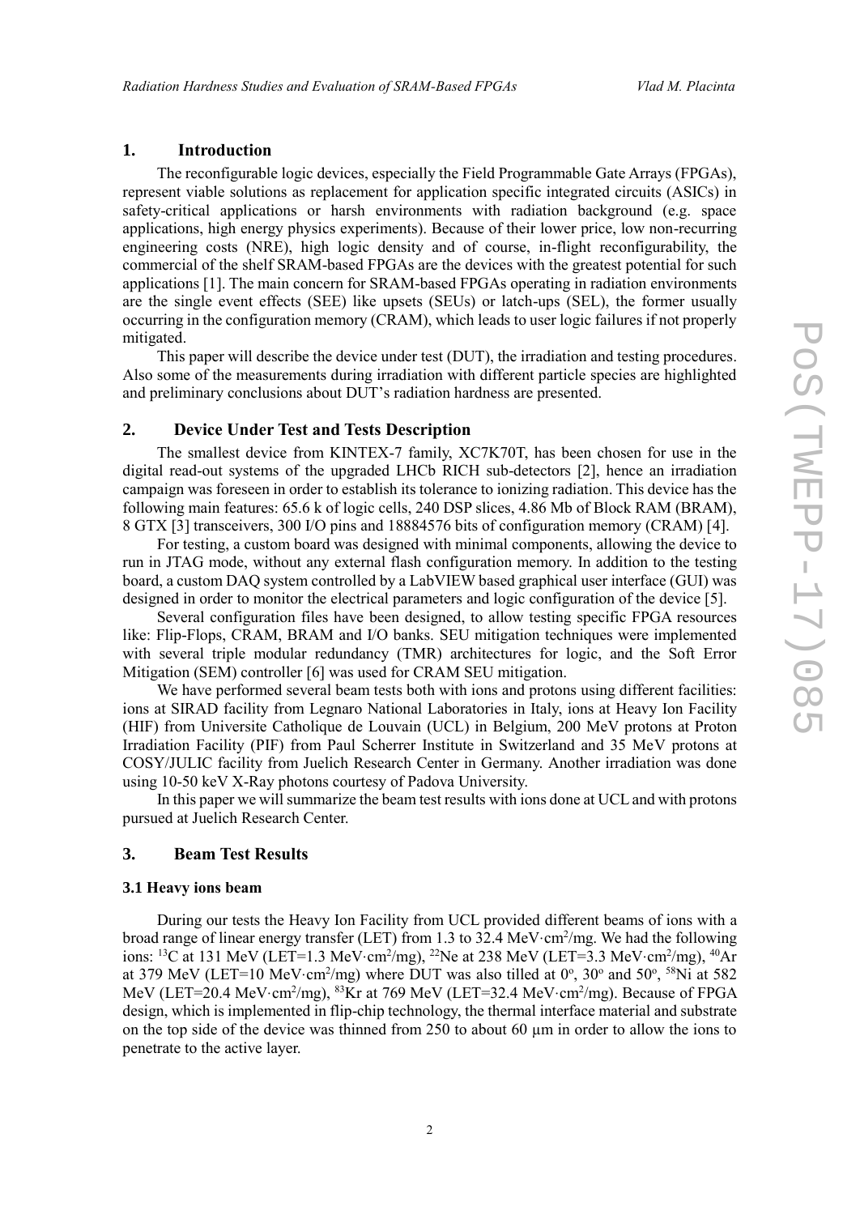## 1. Introduction

The reconfigurable logic devices, especially the Field Programmable Gate Arrays (FPGAs), represent viable solutions as replacement for application specific integrated circuits (ASICs) in safety-critical applications or harsh environments with radiation background (e.g. space applications, high energy physics experiments). Because of their lower price, low non-recurring engineering costs (NRE), high logic density and of course, in-flight reconfigurability, the commercial of the shelf SRAM-based FPGAs are the devices with the greatest potential for such applications [1]. The main concern for SRAM-based FPGAs operating in radiation environments are the single event effects (SEE) like upsets (SEUs) or latch-ups (SEL), the former usually occurring in the configuration memory (CRAM), which leads to user logic failures if not properly mitigated.

This paper will describe the device under test (DUT), the irradiation and testing procedures. Also some of the measurements during irradiation with different particle species are highlighted and preliminary conclusions about DUT's radiation hardness are presented.

## 2. Device Under Test and Tests Description

The smallest device from KINTEX-7 family, XC7K70T, has been chosen for use in the digital read-out systems of the upgraded LHCb RICH sub-detectors [2], hence an irradiation campaign was foreseen in order to establish its tolerance to ionizing radiation. This device has the following main features: 65.6 k of logic cells, 240 DSP slices, 4.86 Mb of Block RAM (BRAM), 8 GTX [3] transceivers, 300 I/O pins and 18884576 bits of configuration memory (CRAM) [4].

For testing, a custom board was designed with minimal components, allowing the device to run in JTAG mode, without any external flash configuration memory. In addition to the testing board, a custom DAQ system controlled by a LabVIEW based graphical user interface (GUI) was designed in order to monitor the electrical parameters and logic configuration of the device [5].

Several configuration files have been designed, to allow testing specific FPGA resources like: Flip-Flops, CRAM, BRAM and I/O banks. SEU mitigation techniques were implemented with several triple modular redundancy (TMR) architectures for logic, and the Soft Error Mitigation (SEM) controller [6] was used for CRAM SEU mitigation.

We have performed several beam tests both with ions and protons using different facilities: ions at SIRAD facility from Legnaro National Laboratories in Italy, ions at Heavy Ion Facility (HIF) from Universite Catholique de Louvain (UCL) in Belgium, 200 MeV protons at Proton Irradiation Facility (PIF) from Paul Scherrer Institute in Switzerland and 35 MeV protons at COSY/JULIC facility from Juelich Research Center in Germany. Another irradiation was done using 10-50 keV X-Ray photons courtesy of Padova University.

In this paper we will summarize the beam test results with ions done at UCL and with protons pursued at Juelich Research Center.

## 3. Beam Test Results

### 3.1 Heavy ions beam

During our tests the Heavy Ion Facility from UCL provided different beams of ions with a broad range of linear energy transfer (LET) from 1.3 to 32.4 MeV·cm$^2$/mg. We had the following ions: $^{13}$C at 131 MeV (LET=1.3 MeV·cm$^2$/mg), $^{22}$Ne at 238 MeV (LET=3.3 MeV·cm$^2$/mg), $^{40}$Ar at 379 MeV (LET=10 MeV·cm$^2$/mg) where DUT was also tilled at 0$^o$, 30$^o$ and 50$^o$, $^{58}$Ni at 582 MeV (LET=20.4 MeV·cm$^2$/mg), $^{83}$Kr at 769 MeV (LET=32.4 MeV·cm$^2$/mg). Because of FPGA design, which is implemented in flip-chip technology, the thermal interface material and substrate on the top side of the device was thinned from 250 to about 60 µm in order to allow the ions to penetrate to the active layer.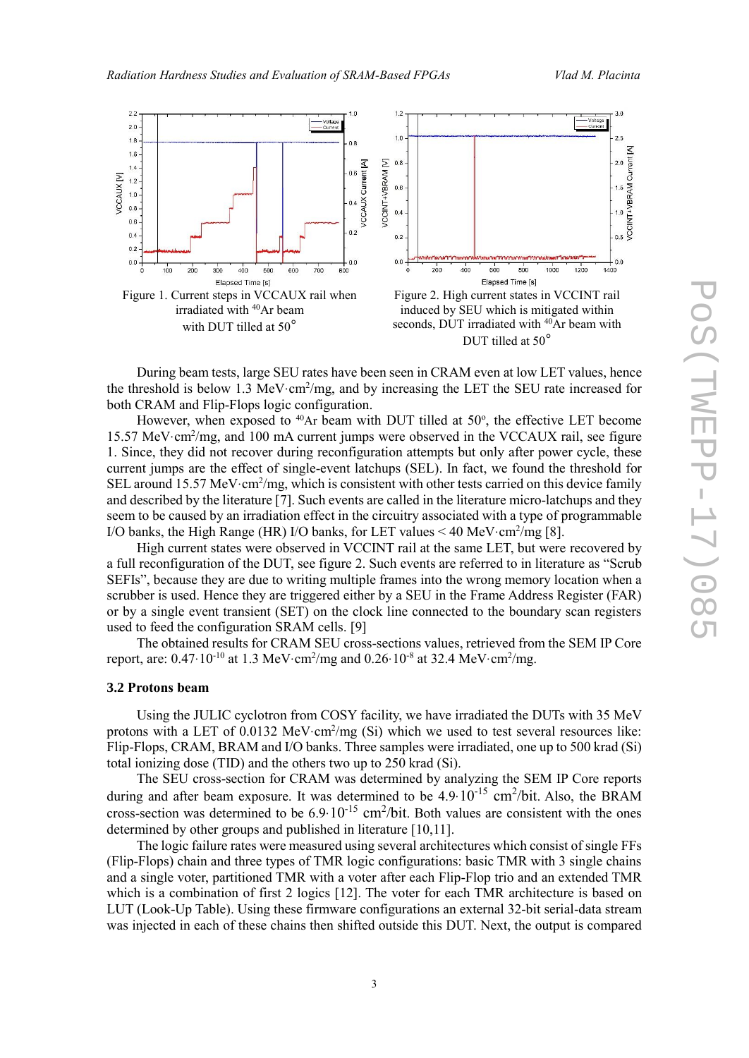Figure 1. Current steps in VCCAUX rail when irradiated with $^{40}$Ar beam with DUT tilled at 50°

Figure 2. High current states in VCCINT rail induced by SEU which is mitigated within seconds, DUT irradiated with $^{40}$Ar beam with DUT tilled at 50°

During beam tests, large SEU rates have been seen in CRAM even at low LET values, hence the threshold is below 1.3 MeV·cm$^2$/mg, and by increasing the LET the SEU rate increased for both CRAM and Flip-Flops logic configuration.

However, when exposed to $^{40}$Ar beam with DUT tilled at 50º, the effective LET become 15.57 MeV·cm$^2$/mg, and 100 mA current jumps were observed in the VCCAUX rail, see figure 1. Since, they did not recover during reconfiguration attempts but only after power cycle, these current jumps are the effect of single-event latchups (SEL). In fact, we found the threshold for SEL around 15.57 MeV·cm$^2$/mg, which is consistent with other tests carried on this device family and described by the literature [7]. Such events are called in the literature micro-latchups and they seem to be caused by an irradiation effect in the circuitry associated with a type of programmable I/O banks, the High Range (HR) I/O banks, for LET values < 40 MeV·cm$^2$/mg [8].

High current states were observed in VCCINT rail at the same LET, but were recovered by a full reconfiguration of the DUT, see figure 2. Such events are referred to in literature as "Scrub SEFIs", because they are due to writing multiple frames into the wrong memory location when a scrubber is used. Hence they are triggered either by a SEU in the Frame Address Register (FAR) or by a single event transient (SET) on the clock line connected to the boundary scan registers used to feed the configuration SRAM cells. [9]

The obtained results for CRAM SEU cross-sections values, retrieved from the SEM IP Core report, are: $0.47 \cdot 10^{-10}$ at 1.3 MeV·cm$^2$/mg and $0.26 \cdot 10^{-8}$ at 32.4 MeV·cm$^2$/mg.

### 3.2 Protons beam

Using the JULIC cyclotron from COSY facility, we have irradiated the DUTs with 35 MeV protons with a LET of 0.0132 MeV·cm$^2$/mg (Si) which we used to test several resources like: Flip-Flops, CRAM, BRAM and I/O banks. Three samples were irradiated, one up to 500 krad (Si) total ionizing dose (TID) and the others two up to 250 krad (Si).

The SEU cross-section for CRAM was determined by analyzing the SEM IP Core reports during and after beam exposure. It was determined to be $4.9 \cdot 10^{-15}$ cm$^2$/bit. Also, the BRAM cross-section was determined to be $6.9 \cdot 10^{-15}$ cm$^2$/bit. Both values are consistent with the ones determined by other groups and published in literature [10,11].

The logic failure rates were measured using several architectures which consist of single FFs (Flip-Flops) chain and three types of TMR logic configurations: basic TMR with 3 single chains and a single voter, partitioned TMR with a voter after each Flip-Flop trio and an extended TMR which is a combination of first 2 logics [12]. The voter for each TMR architecture is based on LUT (Look-Up Table). Using these firmware configurations an external 32-bit serial-data stream was injected in each of these chains then shifted outside this DUT. Next, the output is compared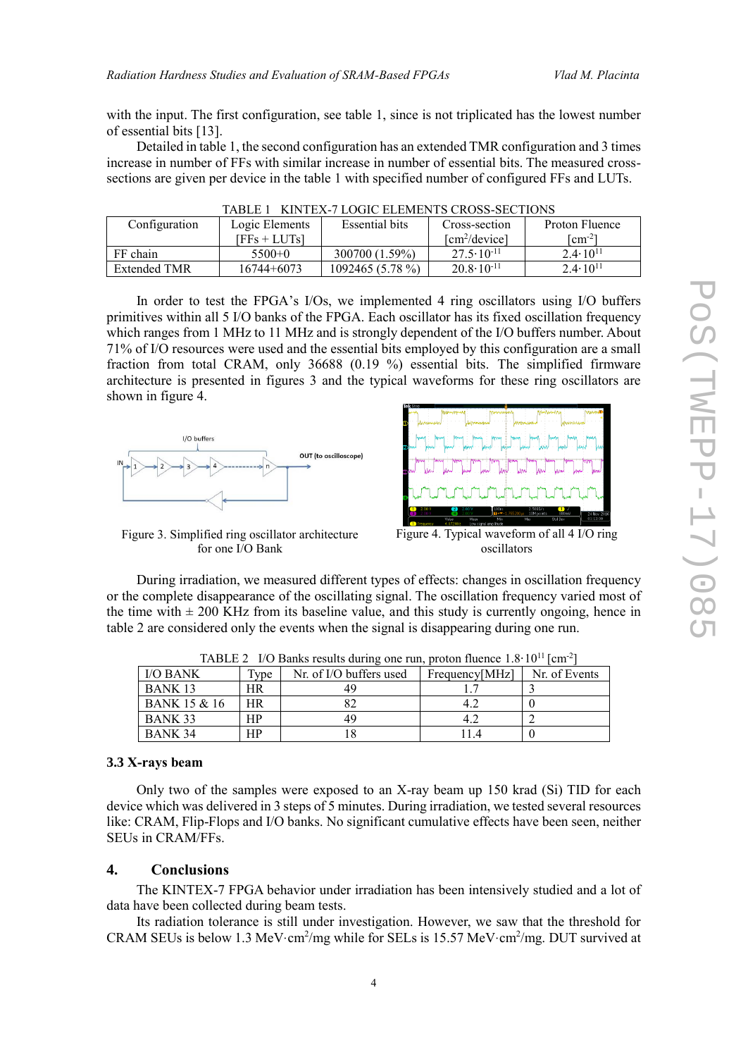with the input. The first configuration, see table 1, since is not triplicated has the lowest number of essential bits [13].

Detailed in table 1, the second configuration has an extended TMR configuration and 3 times increase in number of FFs with similar increase in number of essential bits. The measured cross-sections are given per device in the table 1 with specified number of configured FFs and LUTs.

TABLE 1 KINTEX-7 LOGIC ELEMENTS CROSS-SECTIONS

| Configuration | Logic Elements [FFs + LUTs] | Essential bits | Cross-section [$cm^2$/device] | Proton Fluence [$cm^{-2}$] |
|---|---|---|---|---|
| FF chain | 5500+0 | 300700 (1.59%) | $27.5 \cdot 10^{-11}$ | $2.4 \cdot 10^{11}$ |
| Extended TMR | 16744+6073 | 1092465 (5.78 %) | $20.8 \cdot 10^{-11}$ | $2.4 \cdot 10^{11}$ |

In order to test the FPGA's I/Os, we implemented 4 ring oscillators using I/O buffers primitives within all 5 I/O banks of the FPGA. Each oscillator has its fixed oscillation frequency which ranges from 1 MHz to 11 MHz and is strongly dependent of the I/O buffers number. About 71% of I/O resources were used and the essential bits employed by this configuration are a small fraction from total CRAM, only 36688 (0.19 %) essential bits. The simplified firmware architecture is presented in figures 3 and the typical waveforms for these ring oscillators are shown in figure 4.

Figure 3. Simplified ring oscillator architecture for one I/O Bank

Figure 4. Typical waveform of all 4 I/O ring oscillators

During irradiation, we measured different types of effects: changes in oscillation frequency or the complete disappearance of the oscillating signal. The oscillation frequency varied most of the time with ± 200 KHz from its baseline value, and this study is currently ongoing, hence in table 2 are considered only the events when the signal is disappearing during one run.

TABLE 2 I/O Banks results during one run, proton fluence $1.8 \cdot 10^{11}$ [$cm^{-2}$]

| I/O BANK | Type | Nr. of I/O buffers used | Frequency[MHz] | Nr. of Events |
|---|---|---|---|---|
| BANK 13 | HR | 49 | 1.7 | 3 |
| BANK 15 & 16 | HR | 82 | 4.2 | 0 |
| BANK 33 | HP | 49 | 4.2 | 2 |
| BANK 34 | HP | 18 | 11.4 | 0 |

### 3.3 X-rays beam

Only two of the samples were exposed to an X-ray beam up 150 krad (Si) TID for each device which was delivered in 3 steps of 5 minutes. During irradiation, we tested several resources like: CRAM, Flip-Flops and I/O banks. No significant cumulative effects have been seen, neither SEUs in CRAM/FFs.

## 4. Conclusions

The KINTEX-7 FPGA behavior under irradiation has been intensively studied and a lot of data have been collected during beam tests.

Its radiation tolerance is still under investigation. However, we saw that the threshold for CRAM SEUs is below 1.3 MeV·$cm^2$/mg while for SELs is 15.57 MeV·$cm^2$/mg. DUT survived at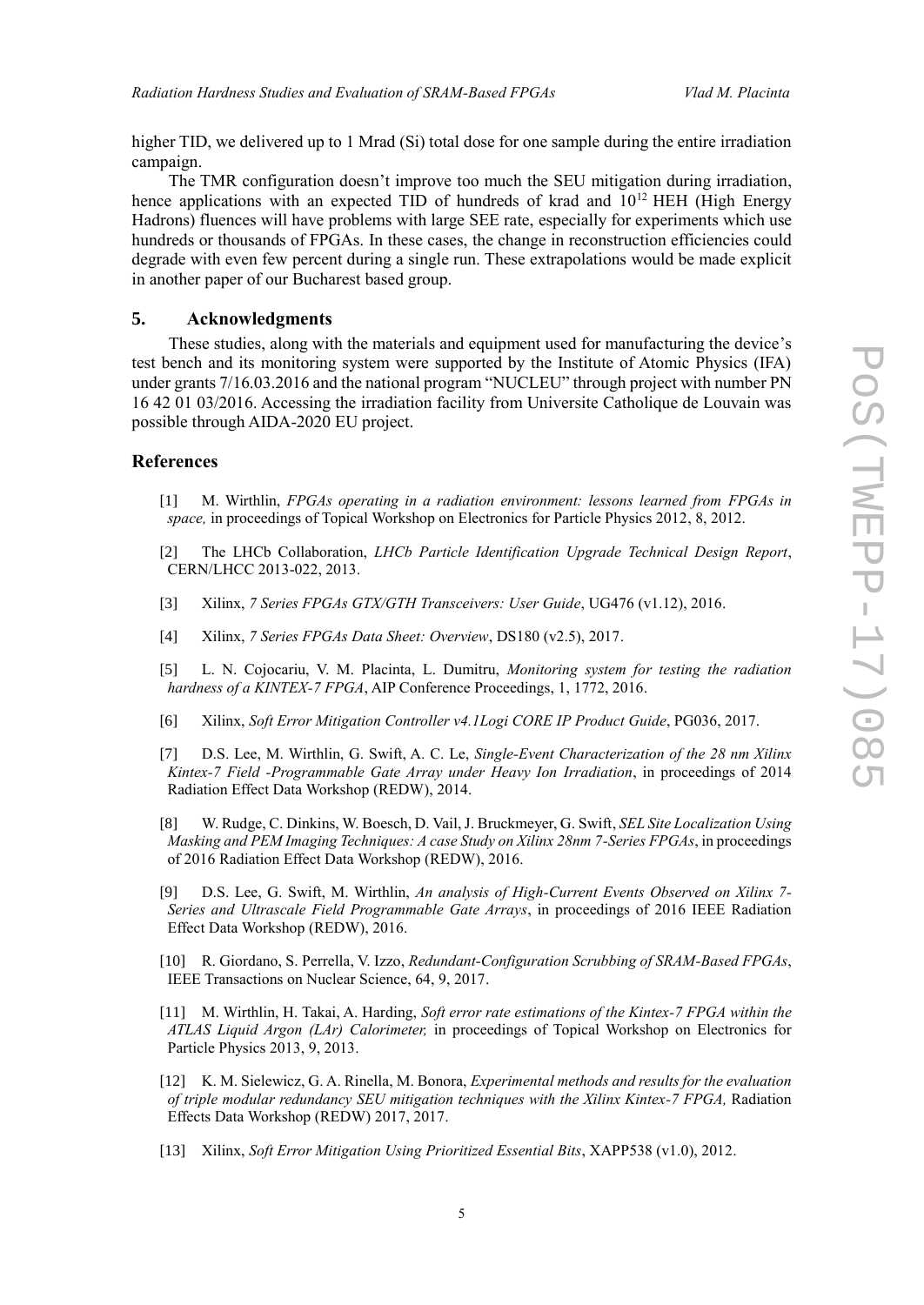higher TID, we delivered up to 1 Mrad (Si) total dose for one sample during the entire irradiation campaign.

The TMR configuration doesn't improve too much the SEU mitigation during irradiation, hence applications with an expected TID of hundreds of krad and $10^{12}$ HEH (High Energy Hadrons) fluences will have problems with large SEE rate, especially for experiments which use hundreds or thousands of FPGAs. In these cases, the change in reconstruction efficiencies could degrade with even few percent during a single run. These extrapolations would be made explicit in another paper of our Bucharest based group.

## 5. Acknowledgments

These studies, along with the materials and equipment used for manufacturing the device's test bench and its monitoring system were supported by the Institute of Atomic Physics (IFA) under grants 7/16.03.2016 and the national program "NUCLEU" through project with number PN 16 42 01 03/2016. Accessing the irradiation facility from Universite Catholique de Louvain was possible through AIDA-2020 EU project.

## References

[1] M. Wirthlin, *FPGAs operating in a radiation environment: lessons learned from FPGAs in space,* in proceedings of Topical Workshop on Electronics for Particle Physics 2012, 8, 2012.

[2] The LHCb Collaboration, *LHCb Particle Identification Upgrade Technical Design Report*, CERN/LHCC 2013-022, 2013.

[3] Xilinx, *7 Series FPGAs GTX/GTH Transceivers: User Guide*, UG476 (v1.12), 2016.

[4] Xilinx, *7 Series FPGAs Data Sheet: Overview*, DS180 (v2.5), 2017.

[5] L. N. Cojocariu, V. M. Placinta, L. Dumitru, *Monitoring system for testing the radiation hardness of a KINTEX-7 FPGA*, AIP Conference Proceedings, 1, 1772, 2016.

[6] Xilinx, *Soft Error Mitigation Controller v4.1Logi CORE IP Product Guide*, PG036, 2017.

[7] D.S. Lee, M. Wirthlin, G. Swift, A. C. Le, *Single-Event Characterization of the 28 nm Xilinx Kintex-7 Field -Programmable Gate Array under Heavy Ion Irradiation*, in proceedings of 2014 Radiation Effect Data Workshop (REDW), 2014.

[8] W. Rudge, C. Dinkins, W. Boesch, D. Vail, J. Bruckmeyer, G. Swift, *SEL Site Localization Using Masking and PEM Imaging Techniques: A case Study on Xilinx 28nm 7-Series FPGAs*, in proceedings of 2016 Radiation Effect Data Workshop (REDW), 2016.

[9] D.S. Lee, G. Swift, M. Wirthlin, *An analysis of High-Current Events Observed on Xilinx 7-Series and Ultrascale Field Programmable Gate Arrays*, in proceedings of 2016 IEEE Radiation Effect Data Workshop (REDW), 2016.

[10] R. Giordano, S. Perrella, V. Izzo, *Redundant-Configuration Scrubbing of SRAM-Based FPGAs*, IEEE Transactions on Nuclear Science, 64, 9, 2017.

[11] M. Wirthlin, H. Takai, A. Harding, *Soft error rate estimations of the Kintex-7 FPGA within the ATLAS Liquid Argon (LAr) Calorimeter,* in proceedings of Topical Workshop on Electronics for Particle Physics 2013, 9, 2013.

[12] K. M. Sielewicz, G. A. Rinella, M. Bonora, *Experimental methods and results for the evaluation of triple modular redundancy SEU mitigation techniques with the Xilinx Kintex-7 FPGA,* Radiation Effects Data Workshop (REDW) 2017, 2017.

[13] Xilinx, *Soft Error Mitigation Using Prioritized Essential Bits*, XAPP538 (v1.0), 2012.